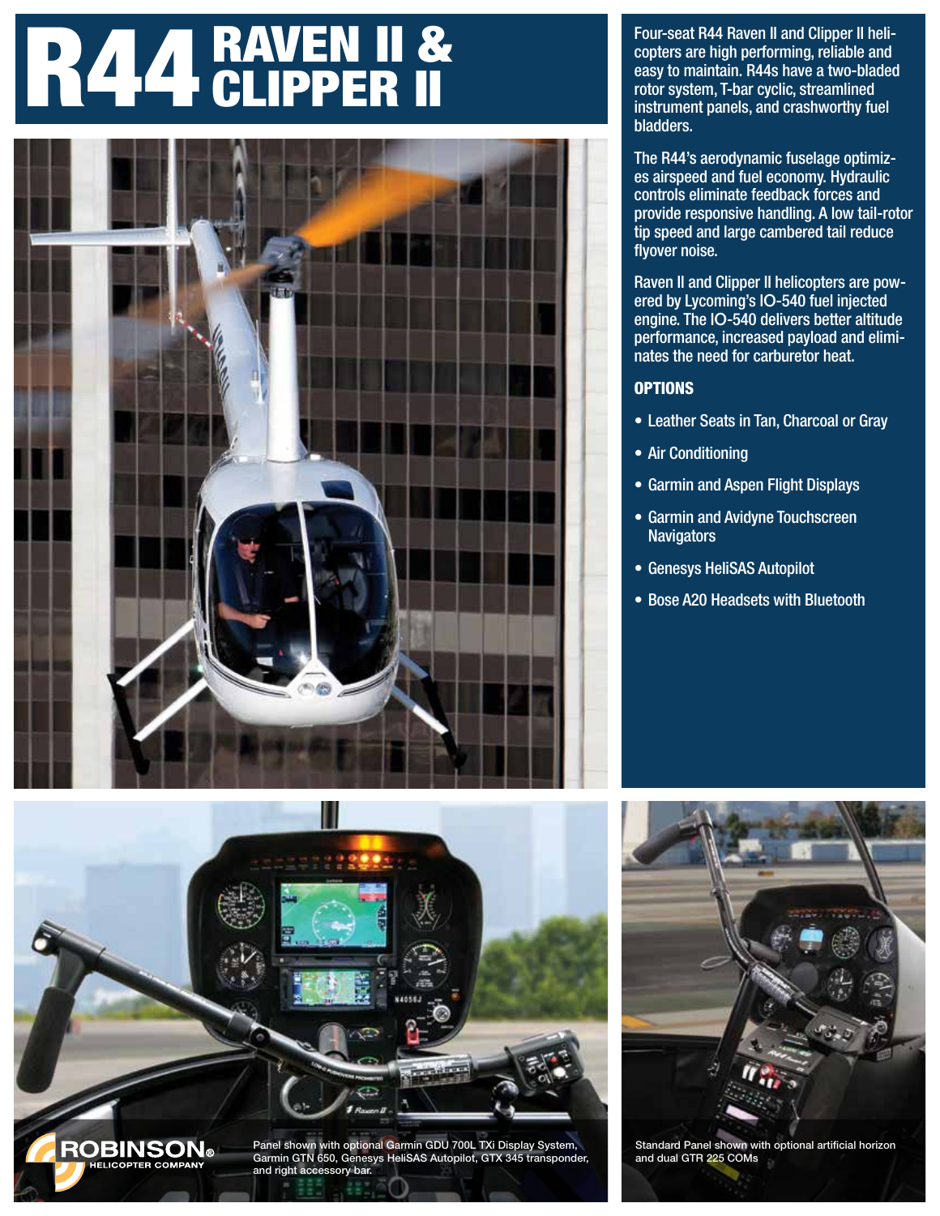# R44 RAVEN II & CLIPPER II

Four-seat R44 Raven II and Clipper II helicopters are high performing, reliable and easy to maintain. R44s have a two-bladed rotor system, T-bar cyclic, streamlined instrument panels, and crashworthy fuel bladders.

The R44's aerodynamic fuselage optimizes airspeed and fuel economy. Hydraulic controls eliminate feedback forces and provide responsive handling. A low tail-rotor tip speed and large cambered tail reduce flyover noise.

Raven II and Clipper II helicopters are powered by Lycoming's IO-540 fuel injected engine. The IO-540 delivers better altitude performance, increased payload and eliminates the need for carburetor heat.

## OPTIONS

- Leather Seats in Tan, Charcoal or Gray
- Air Conditioning
- Garmin and Aspen Flight Displays
- Garmin and Avidyne Touchscreen Navigators
- Genesys HeliSAS Autopilot
- Bose A20 Headsets with Bluetooth

ROBINSON® HELICOPTER COMPANY

Panel shown with optional Garmin GDU 700L TXi Display System, Garmin GTN 650, Genesys HeliSAS Autopilot, GTX 345 transponder, and right accessory bar.

Standard Panel shown with optional artificial horizon and dual GTR 225 COMs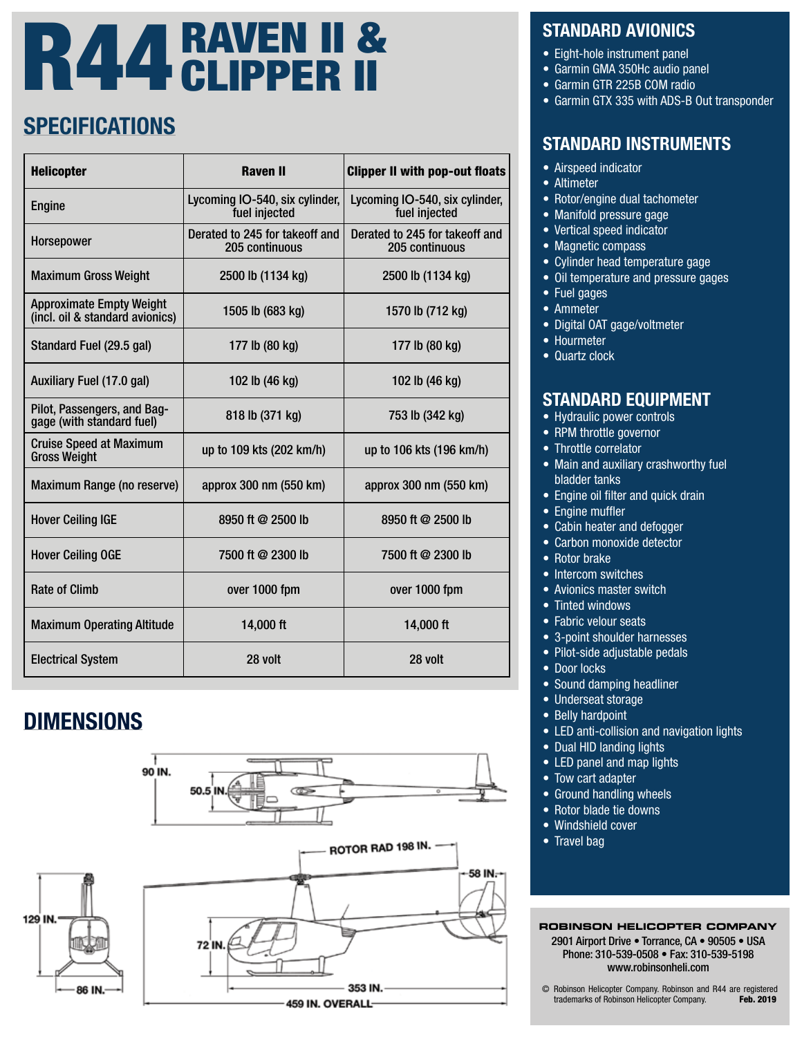# R44 RAVEN II & CLIPPER II

## SPECIFICATIONS

| Helicopter | Raven II | Clipper II with pop-out floats |
|---|---|---|
| Engine | Lycoming IO-540, six cylinder, fuel injected | Lycoming IO-540, six cylinder, fuel injected |
| Horsepower | Derated to 245 for takeoff and 205 continuous | Derated to 245 for takeoff and 205 continuous |
| Maximum Gross Weight | 2500 lb (1134 kg) | 2500 lb (1134 kg) |
| Approximate Empty Weight (incl. oil & standard avionics) | 1505 lb (683 kg) | 1570 lb (712 kg) |
| Standard Fuel (29.5 gal) | 177 lb (80 kg) | 177 lb (80 kg) |
| Auxiliary Fuel (17.0 gal) | 102 lb (46 kg) | 102 lb (46 kg) |
| Pilot, Passengers, and Baggage (with standard fuel) | 818 lb (371 kg) | 753 lb (342 kg) |
| Cruise Speed at Maximum Gross Weight | up to 109 kts (202 km/h) | up to 106 kts (196 km/h) |
| Maximum Range (no reserve) | approx 300 nm (550 km) | approx 300 nm (550 km) |
| Hover Ceiling IGE | 8950 ft @ 2500 lb | 8950 ft @ 2500 lb |
| Hover Ceiling OGE | 7500 ft @ 2300 lb | 7500 ft @ 2300 lb |
| Rate of Climb | over 1000 fpm | over 1000 fpm |
| Maximum Operating Altitude | 14,000 ft | 14,000 ft |
| Electrical System | 28 volt | 28 volt |

## DIMENSIONS

90 IN.
50.5 IN.
ROTOR RAD 198 IN.
58 IN.
129 IN.
72 IN.
86 IN.
353 IN.
459 IN. OVERALL

## STANDARD AVIONICS

- Eight-hole instrument panel
- Garmin GMA 350Hc audio panel
- Garmin GTR 225B COM radio
- Garmin GTX 335 with ADS-B Out transponder

## STANDARD INSTRUMENTS

- Airspeed indicator
- Altimeter
- Rotor/engine dual tachometer
- Manifold pressure gage
- Vertical speed indicator
- Magnetic compass
- Cylinder head temperature gage
- Oil temperature and pressure gages
- Fuel gages
- Ammeter
- Digital OAT gage/voltmeter
- Hourmeter
- Quartz clock

## STANDARD EQUIPMENT

- Hydraulic power controls
- RPM throttle governor
- Throttle correlator
- Main and auxiliary crashworthy fuel bladder tanks
- Engine oil filter and quick drain
- Engine muffler
- Cabin heater and defogger
- Carbon monoxide detector
- Rotor brake
- Intercom switches
- Avionics master switch
- Tinted windows
- Fabric velour seats
- 3-point shoulder harnesses
- Pilot-side adjustable pedals
- Door locks
- Sound damping headliner
- Underseat storage
- Belly hardpoint
- LED anti-collision and navigation lights
- Dual HID landing lights
- LED panel and map lights
- Tow cart adapter
- Ground handling wheels
- Rotor blade tie downs
- Windshield cover
- Travel bag

**ROBINSON HELICOPTER COMPANY**
2901 Airport Drive • Torrance, CA • 90505 • USA
Phone: 310-539-0508 • Fax: 310-539-5198
www.robinsonheli.com

© Robinson Helicopter Company. Robinson and R44 are registered trademarks of Robinson Helicopter Company. **Feb. 2019**